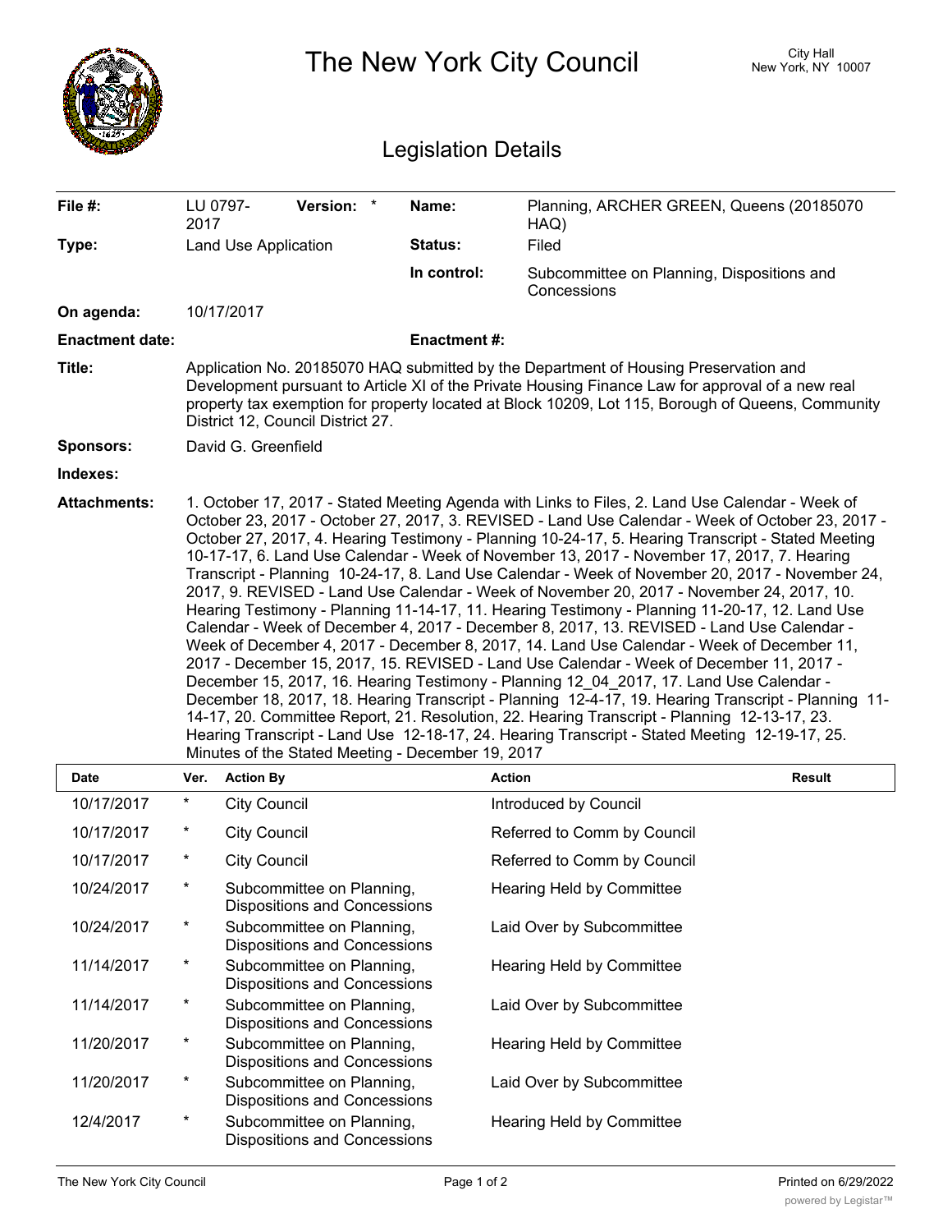# The New York City Council

City Hall
New York, NY 10007

## Legislation Details

| | | | |
|---|---|---|---|
| **File #:** | LU 0797-2017 **Version:** * | **Name:** | Planning, ARCHER GREEN, Queens (20185070 HAQ) |
| **Type:** | Land Use Application | **Status:** | Filed |
| | | **In control:** | Subcommittee on Planning, Dispositions and Concessions |
| **On agenda:** | 10/17/2017 | | |
| **Enactment date:** | | **Enactment #:** | |

**Title:** Application No. 20185070 HAQ submitted by the Department of Housing Preservation and Development pursuant to Article XI of the Private Housing Finance Law for approval of a new real property tax exemption for property located at Block 10209, Lot 115, Borough of Queens, Community District 12, Council District 27.

**Sponsors:** David G. Greenfield

**Indexes:**

**Attachments:** 1. October 17, 2017 - Stated Meeting Agenda with Links to Files, 2. Land Use Calendar - Week of October 23, 2017 - October 27, 2017, 3. REVISED - Land Use Calendar - Week of October 23, 2017 - October 27, 2017, 4. Hearing Testimony - Planning 10-24-17, 5. Hearing Transcript - Stated Meeting 10-17-17, 6. Land Use Calendar - Week of November 13, 2017 - November 17, 2017, 7. Hearing Transcript - Planning 10-24-17, 8. Land Use Calendar - Week of November 20, 2017 - November 24, 2017, 9. REVISED - Land Use Calendar - Week of November 20, 2017 - November 24, 2017, 10. Hearing Testimony - Planning 11-14-17, 11. Hearing Testimony - Planning 11-20-17, 12. Land Use Calendar - Week of December 4, 2017 - December 8, 2017, 13. REVISED - Land Use Calendar - Week of December 4, 2017 - December 8, 2017, 14. Land Use Calendar - Week of December 11, 2017 - December 15, 2017, 15. REVISED - Land Use Calendar - Week of December 11, 2017 - December 15, 2017, 16. Hearing Testimony - Planning 12_04_2017, 17. Land Use Calendar - December 18, 2017, 18. Hearing Transcript - Planning 12-4-17, 19. Hearing Transcript - Planning 11-14-17, 20. Committee Report, 21. Resolution, 22. Hearing Transcript - Planning 12-13-17, 23. Hearing Transcript - Land Use 12-18-17, 24. Hearing Transcript - Stated Meeting 12-19-17, 25. Minutes of the Stated Meeting - December 19, 2017

| Date | Ver. | Action By | Action | Result |
|---|---|---|---|---|
| 10/17/2017 | * | City Council | Introduced by Council | |
| 10/17/2017 | * | City Council | Referred to Comm by Council | |
| 10/17/2017 | * | City Council | Referred to Comm by Council | |
| 10/24/2017 | * | Subcommittee on Planning, Dispositions and Concessions | Hearing Held by Committee | |
| 10/24/2017 | * | Subcommittee on Planning, Dispositions and Concessions | Laid Over by Subcommittee | |
| 11/14/2017 | * | Subcommittee on Planning, Dispositions and Concessions | Hearing Held by Committee | |
| 11/14/2017 | * | Subcommittee on Planning, Dispositions and Concessions | Laid Over by Subcommittee | |
| 11/20/2017 | * | Subcommittee on Planning, Dispositions and Concessions | Hearing Held by Committee | |
| 11/20/2017 | * | Subcommittee on Planning, Dispositions and Concessions | Laid Over by Subcommittee | |
| 12/4/2017 | * | Subcommittee on Planning, Dispositions and Concessions | Hearing Held by Committee | |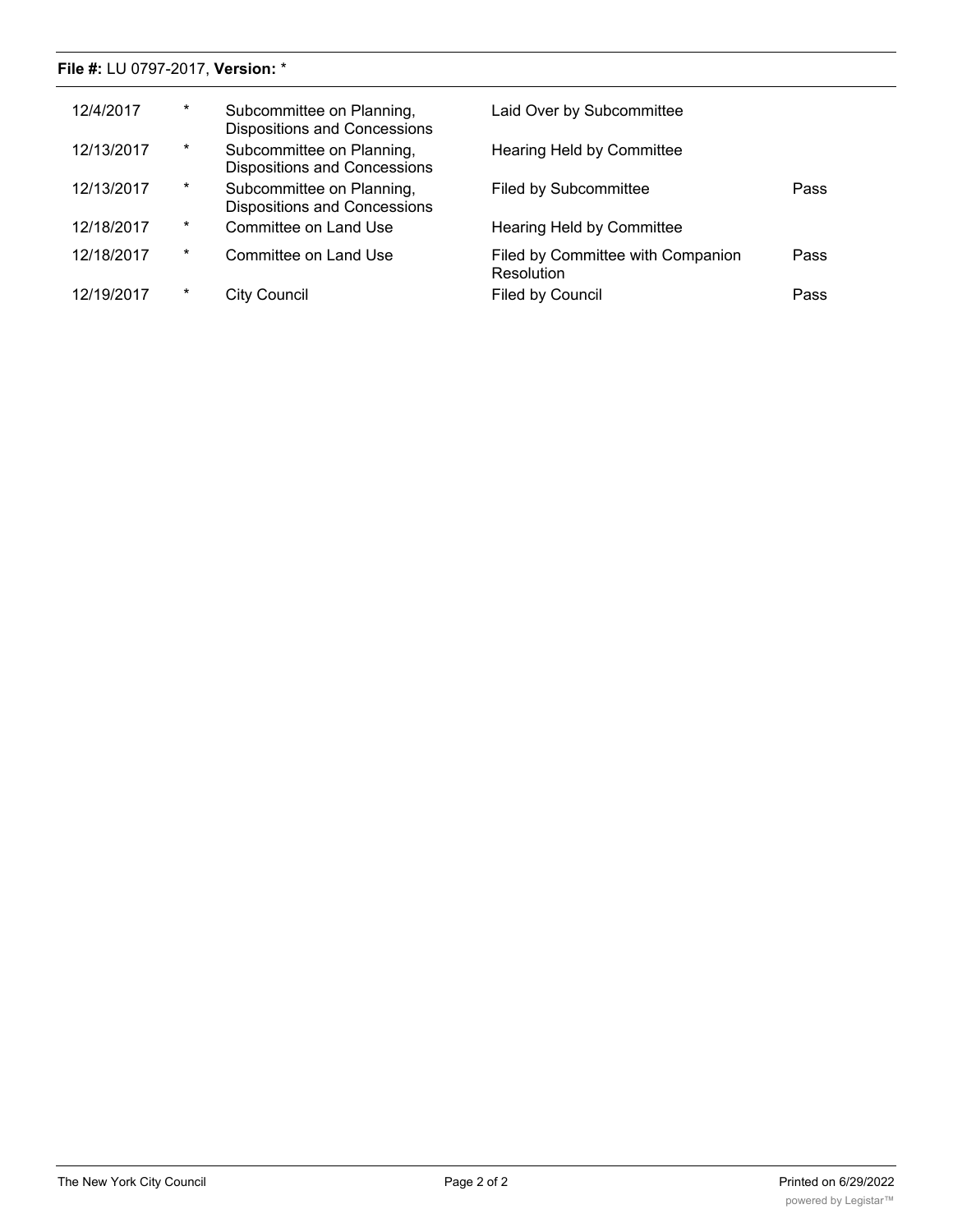**File #:** LU 0797-2017, **Version:** *

| | | | | |
|---|---|---|---|---|
| 12/4/2017 | * | Subcommittee on Planning, Dispositions and Concessions | Laid Over by Subcommittee | |
| 12/13/2017 | * | Subcommittee on Planning, Dispositions and Concessions | Hearing Held by Committee | |
| 12/13/2017 | * | Subcommittee on Planning, Dispositions and Concessions | Filed by Subcommittee | Pass |
| 12/18/2017 | * | Committee on Land Use | Hearing Held by Committee | |
| 12/18/2017 | * | Committee on Land Use | Filed by Committee with Companion Resolution | Pass |
| 12/19/2017 | * | City Council | Filed by Council | Pass |